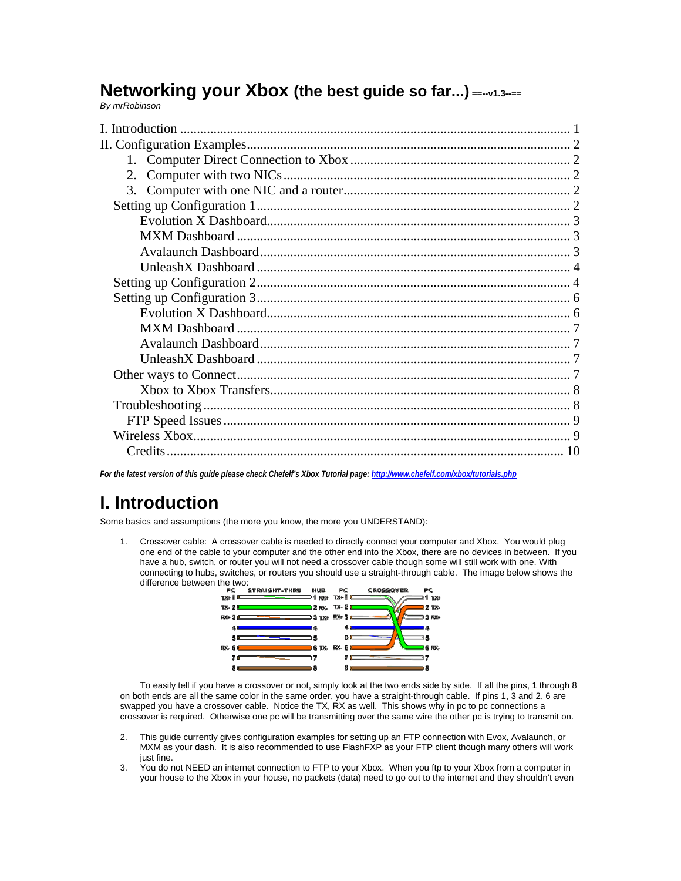# Networking your Xbox (the best guide so far...) ==--v1.3--==

*By mrRobinson*

- I. Introduction ........ 1
- II. Configuration Examples ........ 2
  1. Computer Direct Connection to Xbox ........ 2
  2. Computer with two NICs ........ 2
  3. Computer with one NIC and a router ........ 2
- Setting up Configuration 1 ........ 2
  - Evolution X Dashboard ........ 3
  - MXM Dashboard ........ 3
  - Avalaunch Dashboard ........ 3
  - UnleashX Dashboard ........ 4
- Setting up Configuration 2 ........ 4
- Setting up Configuration 3 ........ 6
  - Evolution X Dashboard ........ 6
  - MXM Dashboard ........ 7
  - Avalaunch Dashboard ........ 7
  - UnleashX Dashboard ........ 7
- Other ways to Connect ........ 7
  - Xbox to Xbox Transfers ........ 8
- Troubleshooting ........ 8
  - FTP Speed Issues ........ 9
- Wireless Xbox ........ 9
  - Credits ........ 10

***For the latest version of this guide please check Chefelf's Xbox Tutorial page: [http://www.chefelf.com/xbox/tutorials.php](http://www.chefelf.com/xbox/tutorials.php)***

# I. Introduction

Some basics and assumptions (the more you know, the more you UNDERSTAND):

1. Crossover cable: A crossover cable is needed to directly connect your computer and Xbox. You would plug one end of the cable to your computer and the other end into the Xbox, there are no devices in between. If you have a hub, switch, or router you will not need a crossover cable though some will still work with one. With connecting to hubs, switches, or routers you should use a straight-through cable. The image below shows the difference between the two:

   To easily tell if you have a crossover or not, simply look at the two ends side by side. If all the pins, 1 through 8 on both ends are all the same color in the same order, you have a straight-through cable. If pins 1, 3 and 2, 6 are swapped you have a crossover cable. Notice the TX, RX as well. This shows why in pc to pc connections a crossover is required. Otherwise one pc will be transmitting over the same wire the other pc is trying to transmit on.

2. This guide currently gives configuration examples for setting up an FTP connection with Evox, Avalaunch, or MXM as your dash. It is also recommended to use FlashFXP as your FTP client though many others will work just fine.
3. You do not NEED an internet connection to FTP to your Xbox. When you ftp to your Xbox from a computer in your house to the Xbox in your house, no packets (data) need to go out to the internet and they shouldn't even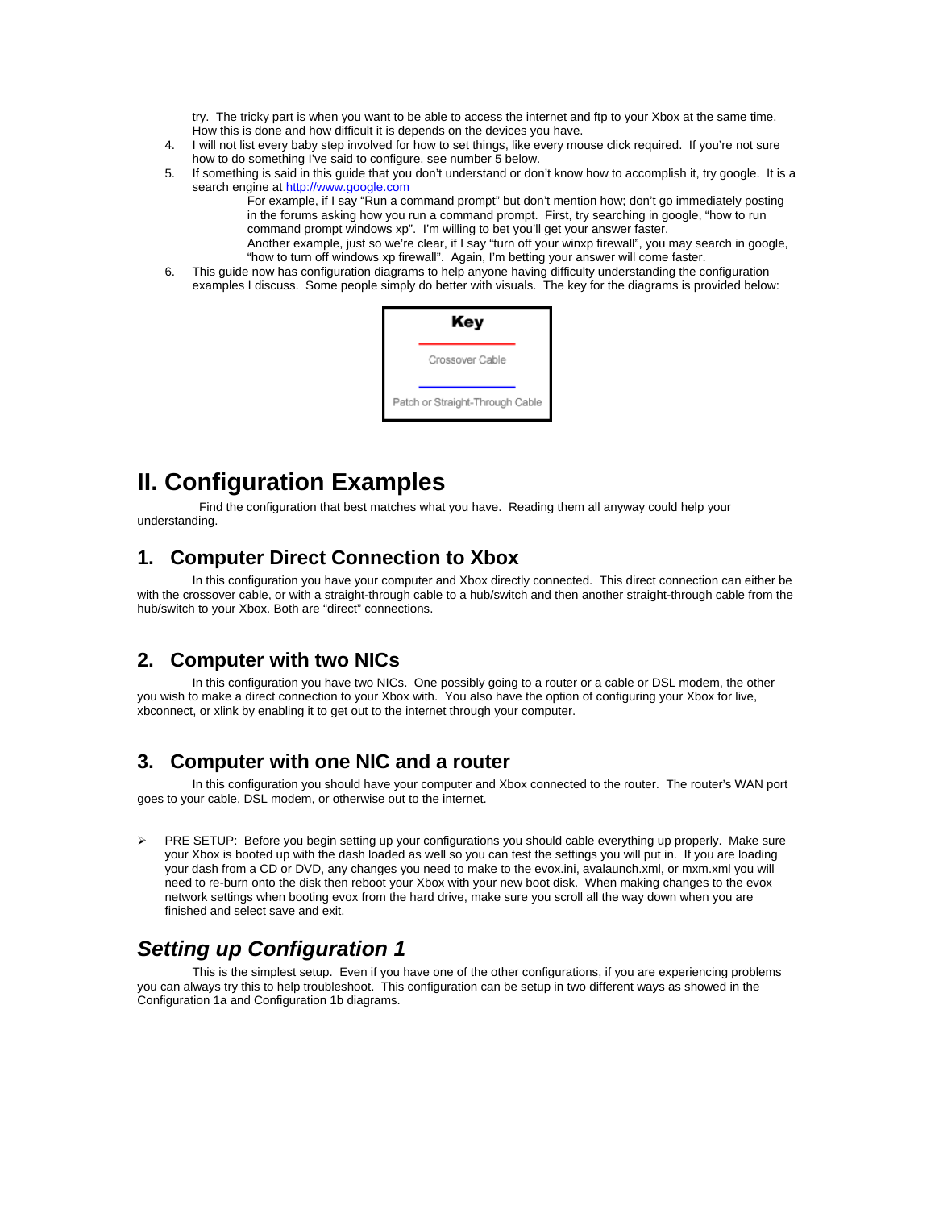try. The tricky part is when you want to be able to access the internet and ftp to your Xbox at the same time. How this is done and how difficult it is depends on the devices you have.

4. I will not list every baby step involved for how to set things, like every mouse click required. If you're not sure how to do something I've said to configure, see number 5 below.
5. If something is said in this guide that you don't understand or don't know how to accomplish it, try google. It is a search engine at [http://www.google.com](http://www.google.com)

   For example, if I say "Run a command prompt" but don't mention how; don't go immediately posting in the forums asking how you run a command prompt. First, try searching in google, "how to run command prompt windows xp". I'm willing to bet you'll get your answer faster.

   Another example, just so we're clear, if I say "turn off your winxp firewall", you may search in google, "how to turn off windows xp firewall". Again, I'm betting your answer will come faster.
6. This guide now has configuration diagrams to help anyone having difficulty understanding the configuration examples I discuss. Some people simply do better with visuals. The key for the diagrams is provided below:

**Key**

Crossover Cable

Patch or Straight-Through Cable

# II. Configuration Examples

Find the configuration that best matches what you have. Reading them all anyway could help your understanding.

## 1. Computer Direct Connection to Xbox

In this configuration you have your computer and Xbox directly connected. This direct connection can either be with the crossover cable, or with a straight-through cable to a hub/switch and then another straight-through cable from the hub/switch to your Xbox. Both are "direct" connections.

## 2. Computer with two NICs

In this configuration you have two NICs. One possibly going to a router or a cable or DSL modem, the other you wish to make a direct connection to your Xbox with. You also have the option of configuring your Xbox for live, xbconnect, or xlink by enabling it to get out to the internet through your computer.

## 3. Computer with one NIC and a router

In this configuration you should have your computer and Xbox connected to the router. The router's WAN port goes to your cable, DSL modem, or otherwise out to the internet.

- PRE SETUP: Before you begin setting up your configurations you should cable everything up properly. Make sure your Xbox is booted up with the dash loaded as well so you can test the settings you will put in. If you are loading your dash from a CD or DVD, any changes you need to make to the evox.ini, avalaunch.xml, or mxm.xml you will need to re-burn onto the disk then reboot your Xbox with your new boot disk. When making changes to the evox network settings when booting evox from the hard drive, make sure you scroll all the way down when you are finished and select save and exit.

## *Setting up Configuration 1*

This is the simplest setup. Even if you have one of the other configurations, if you are experiencing problems you can always try this to help troubleshoot. This configuration can be setup in two different ways as showed in the Configuration 1a and Configuration 1b diagrams.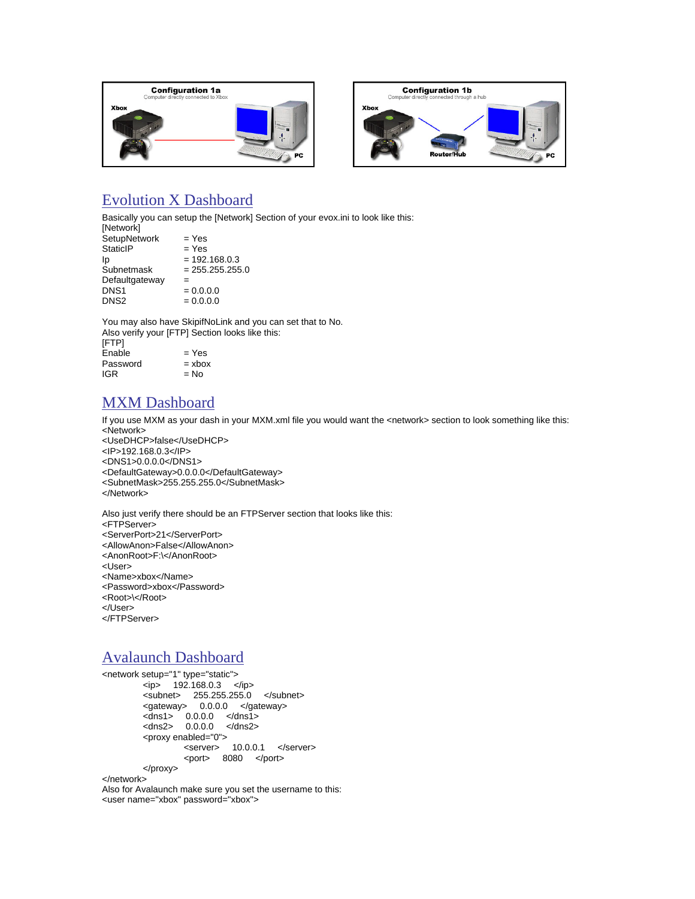Configuration 1a
Computer directly connected to Xbox
Xbox
PC

Configuration 1b
Computer directly connected through a hub
Xbox
Router/Hub
PC

## Evolution X Dashboard

Basically you can setup the [Network] Section of your evox.ini to look like this:

```
[Network]
SetupNetwork     = Yes
StaticIP         = Yes
Ip               = 192.168.0.3
Subnetmask       = 255.255.255.0
Defaultgateway   =
DNS1             = 0.0.0.0
DNS2             = 0.0.0.0
```

You may also have SkipifNoLink and you can set that to No.
Also verify your [FTP] Section looks like this:

```
[FTP]
Enable           = Yes
Password         = xbox
IGR              = No
```

## MXM Dashboard

If you use MXM as your dash in your MXM.xml file you would want the <network> section to look something like this:

```
<Network>
<UseDHCP>false</UseDHCP>
<IP>192.168.0.3</IP>
<DNS1>0.0.0.0</DNS1>
<DefaultGateway>0.0.0.0</DefaultGateway>
<SubnetMask>255.255.255.0</SubnetMask>
</Network>
```

Also just verify there should be an FTPServer section that looks like this:

```
<FTPServer>
<ServerPort>21</ServerPort>
<AllowAnon>False</AllowAnon>
<AnonRoot>F:\</AnonRoot>
<User>
<Name>xbox</Name>
<Password>xbox</Password>
<Root>\</Root>
</User>
</FTPServer>
```

## Avalaunch Dashboard

```
<network setup="1" type="static">
        <ip>    192.168.0.3    </ip>
        <subnet>    255.255.255.0    </subnet>
        <gateway>    0.0.0.0    </gateway>
        <dns1>    0.0.0.0    </dns1>
        <dns2>    0.0.0.0    </dns2>
        <proxy enabled="0">
                <server>    10.0.0.1    </server>
                <port>    8080    </port>
        </proxy>
</network>
```

Also for Avalaunch make sure you set the username to this:

```
<user name="xbox" password="xbox">
```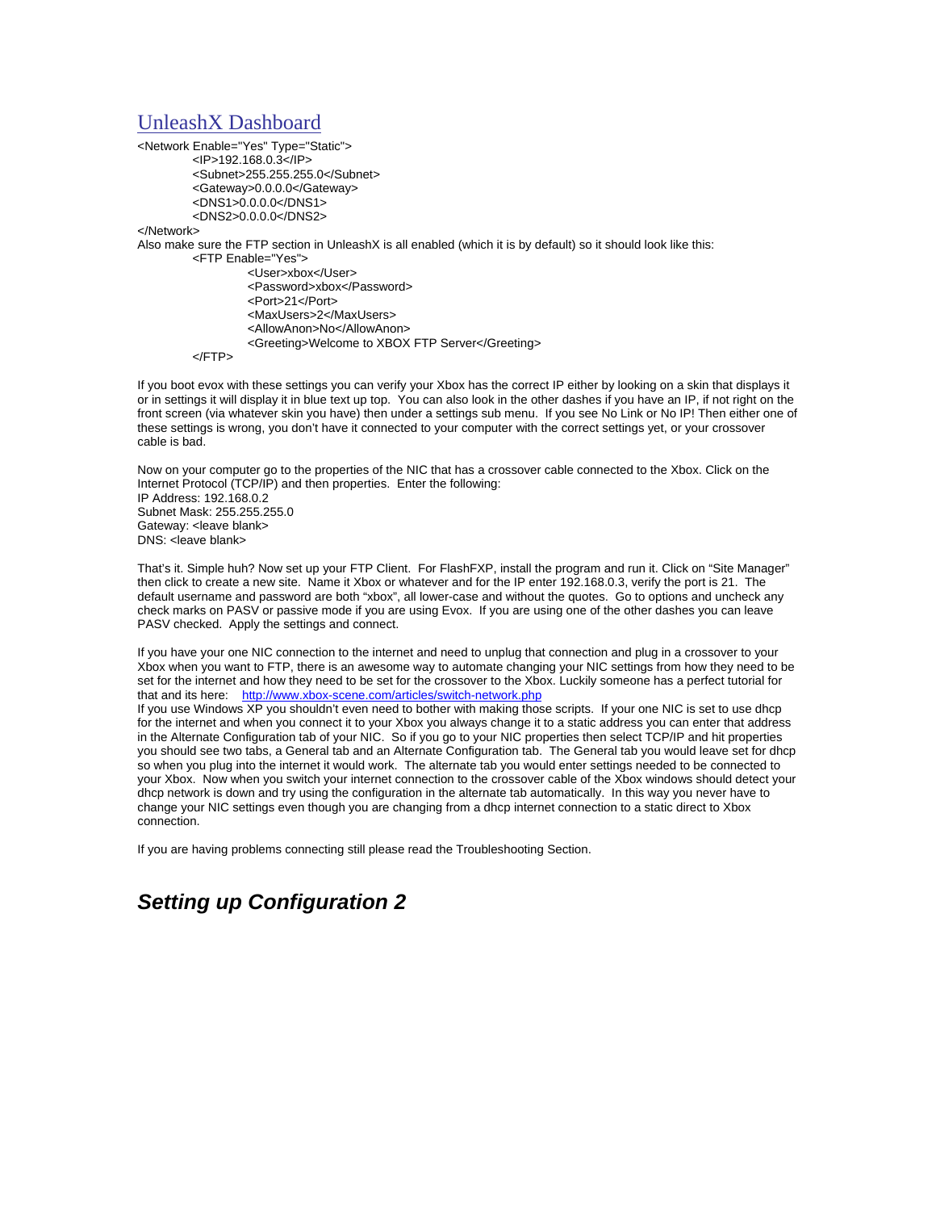## UnleashX Dashboard

```
<Network Enable="Yes" Type="Static">
        <IP>192.168.0.3</IP>
        <Subnet>255.255.255.0</Subnet>
        <Gateway>0.0.0.0</Gateway>
        <DNS1>0.0.0.0</DNS1>
        <DNS2>0.0.0.0</DNS2>
</Network>
```

Also make sure the FTP section in UnleashX is all enabled (which it is by default) so it should look like this:

```
        <FTP Enable="Yes">
                <User>xbox</User>
                <Password>xbox</Password>
                <Port>21</Port>
                <MaxUsers>2</MaxUsers>
                <AllowAnon>No</AllowAnon>
                <Greeting>Welcome to XBOX FTP Server</Greeting>
        </FTP>
```

If you boot evox with these settings you can verify your Xbox has the correct IP either by looking on a skin that displays it or in settings it will display it in blue text up top. You can also look in the other dashes if you have an IP, if not right on the front screen (via whatever skin you have) then under a settings sub menu. If you see No Link or No IP! Then either one of these settings is wrong, you don't have it connected to your computer with the correct settings yet, or your crossover cable is bad.

Now on your computer go to the properties of the NIC that has a crossover cable connected to the Xbox. Click on the Internet Protocol (TCP/IP) and then properties. Enter the following:
IP Address: 192.168.0.2
Subnet Mask: 255.255.255.0
Gateway: <leave blank>
DNS: <leave blank>

That's it. Simple huh? Now set up your FTP Client. For FlashFXP, install the program and run it. Click on "Site Manager" then click to create a new site. Name it Xbox or whatever and for the IP enter 192.168.0.3, verify the port is 21. The default username and password are both "xbox", all lower-case and without the quotes. Go to options and uncheck any check marks on PASV or passive mode if you are using Evox. If you are using one of the other dashes you can leave PASV checked. Apply the settings and connect.

If you have your one NIC connection to the internet and need to unplug that connection and plug in a crossover to your Xbox when you want to FTP, there is an awesome way to automate changing your NIC settings from how they need to be set for the internet and how they need to be set for the crossover to the Xbox. Luckily someone has a perfect tutorial for that and its here: [http://www.xbox-scene.com/articles/switch-network.php](http://www.xbox-scene.com/articles/switch-network.php)
If you use Windows XP you shouldn't even need to bother with making those scripts. If your one NIC is set to use dhcp for the internet and when you connect it to your Xbox you always change it to a static address you can enter that address in the Alternate Configuration tab of your NIC. So if you go to your NIC properties then select TCP/IP and hit properties you should see two tabs, a General tab and an Alternate Configuration tab. The General tab you would leave set for dhcp so when you plug into the internet it would work. The alternate tab you would enter settings needed to be connected to your Xbox. Now when you switch your internet connection to the crossover cable of the Xbox windows should detect your dhcp network is down and try using the configuration in the alternate tab automatically. In this way you never have to change your NIC settings even though you are changing from a dhcp internet connection to a static direct to Xbox connection.

If you are having problems connecting still please read the Troubleshooting Section.

## *Setting up Configuration 2*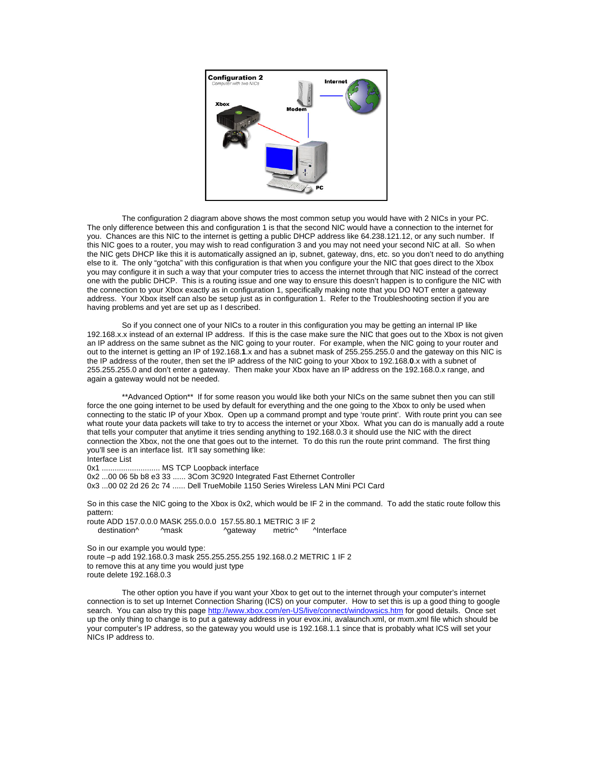The configuration 2 diagram above shows the most common setup you would have with 2 NICs in your PC. The only difference between this and configuration 1 is that the second NIC would have a connection to the internet for you. Chances are this NIC to the internet is getting a public DHCP address like 64.238.121.12, or any such number. If this NIC goes to a router, you may wish to read configuration 3 and you may not need your second NIC at all. So when the NIC gets DHCP like this it is automatically assigned an ip, subnet, gateway, dns, etc. so you don't need to do anything else to it. The only "gotcha" with this configuration is that when you configure your the NIC that goes direct to the Xbox you may configure it in such a way that your computer tries to access the internet through that NIC instead of the correct one with the public DHCP. This is a routing issue and one way to ensure this doesn't happen is to configure the NIC with the connection to your Xbox exactly as in configuration 1, specifically making note that you DO NOT enter a gateway address. Your Xbox itself can also be setup just as in configuration 1. Refer to the Troubleshooting section if you are having problems and yet are set up as I described.

So if you connect one of your NICs to a router in this configuration you may be getting an internal IP like 192.168.x.x instead of an external IP address. If this is the case make sure the NIC that goes out to the Xbox is not given an IP address on the same subnet as the NIC going to your router. For example, when the NIC going to your router and out to the internet is getting an IP of 192.168.**1**.x and has a subnet mask of 255.255.255.0 and the gateway on this NIC is the IP address of the router, then set the IP address of the NIC going to your Xbox to 192.168.**0**.x with a subnet of 255.255.255.0 and don't enter a gateway. Then make your Xbox have an IP address on the 192.168.0.x range, and again a gateway would not be needed.

**Advanced Option** If for some reason you would like both your NICs on the same subnet then you can still force the one going internet to be used by default for everything and the one going to the Xbox to only be used when connecting to the static IP of your Xbox. Open up a command prompt and type 'route print'. With route print you can see what route your data packets will take to try to access the internet or your Xbox. What you can do is manually add a route that tells your computer that anytime it tries sending anything to 192.168.0.3 it should use the NIC with the direct connection the Xbox, not the one that goes out to the internet. To do this run the route print command. The first thing you'll see is an interface list. It'll say something like:

```
Interface List
0x1 ........................... MS TCP Loopback interface
0x2 ...00 06 5b b8 e3 33 ...... 3Com 3C920 Integrated Fast Ethernet Controller
0x3 ...00 02 2d 26 2c 74 ...... Dell TrueMobile 1150 Series Wireless LAN Mini PCI Card
```

So in this case the NIC going to the Xbox is 0x2, which would be IF 2 in the command. To add the static route follow this pattern:

```
route ADD 157.0.0.0 MASK 255.0.0.0  157.55.80.1 METRIC 3 IF 2
    destination^        ^mask             ^gateway      metric^      ^Interface
```

So in our example you would type:

```
route –p add 192.168.0.3 mask 255.255.255.255 192.168.0.2 METRIC 1 IF 2
```

to remove this at any time you would just type

```
route delete 192.168.0.3
```

The other option you have if you want your Xbox to get out to the internet through your computer's internet connection is to set up Internet Connection Sharing (ICS) on your computer. How to set this is up a good thing to google search. You can also try this page http://www.xbox.com/en-US/live/connect/windowsics.htm for good details. Once set up the only thing to change is to put a gateway address in your evox.ini, avalaunch.xml, or mxm.xml file which should be your computer's IP address, so the gateway you would use is 192.168.1.1 since that is probably what ICS will set your NICs IP address to.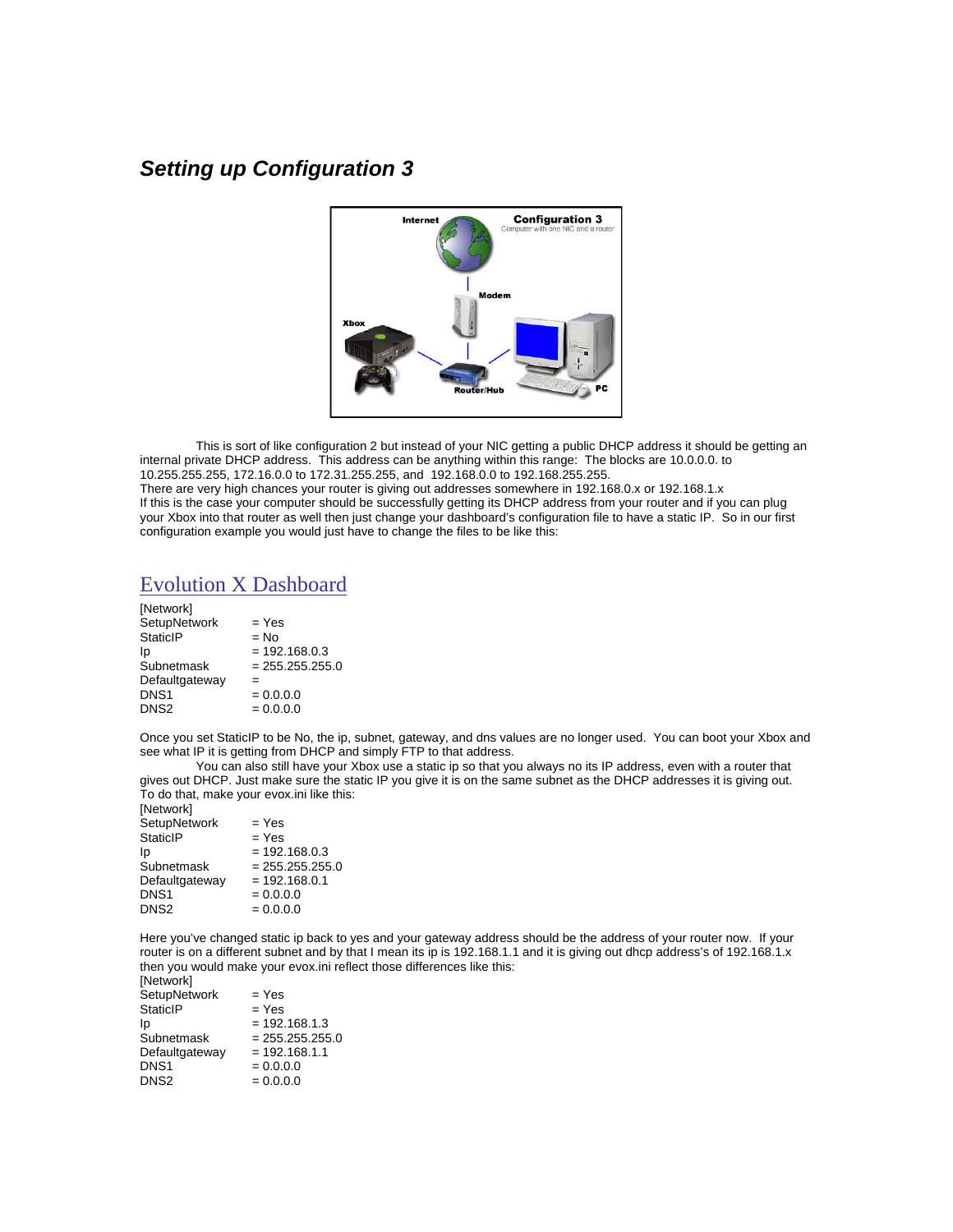## *Setting up Configuration 3*

This is sort of like configuration 2 but instead of your NIC getting a public DHCP address it should be getting an internal private DHCP address. This address can be anything within this range: The blocks are 10.0.0.0. to 10.255.255.255, 172.16.0.0 to 172.31.255.255, and 192.168.0.0 to 192.168.255.255.
There are very high chances your router is giving out addresses somewhere in 192.168.0.x or 192.168.1.x
If this is the case your computer should be successfully getting its DHCP address from your router and if you can plug your Xbox into that router as well then just change your dashboard's configuration file to have a static IP. So in our first configuration example you would just have to change the files to be like this:

## Evolution X Dashboard

```
[Network]
SetupNetwork     = Yes
StaticIP         = No
Ip               = 192.168.0.3
Subnetmask       = 255.255.255.0
Defaultgateway   =
DNS1             = 0.0.0.0
DNS2             = 0.0.0.0
```

Once you set StaticIP to be No, the ip, subnet, gateway, and dns values are no longer used. You can boot your Xbox and see what IP it is getting from DHCP and simply FTP to that address.

You can also still have your Xbox use a static ip so that you always no its IP address, even with a router that gives out DHCP. Just make sure the static IP you give it is on the same subnet as the DHCP addresses it is giving out. To do that, make your evox.ini like this:

```
[Network]
SetupNetwork     = Yes
StaticIP         = Yes
Ip               = 192.168.0.3
Subnetmask       = 255.255.255.0
Defaultgateway   = 192.168.0.1
DNS1             = 0.0.0.0
DNS2             = 0.0.0.0
```

Here you've changed static ip back to yes and your gateway address should be the address of your router now. If your router is on a different subnet and by that I mean its ip is 192.168.1.1 and it is giving out dhcp address's of 192.168.1.x then you would make your evox.ini reflect those differences like this:

```
[Network]
SetupNetwork     = Yes
StaticIP         = Yes
Ip               = 192.168.1.3
Subnetmask       = 255.255.255.0
Defaultgateway   = 192.168.1.1
DNS1             = 0.0.0.0
DNS2             = 0.0.0.0
```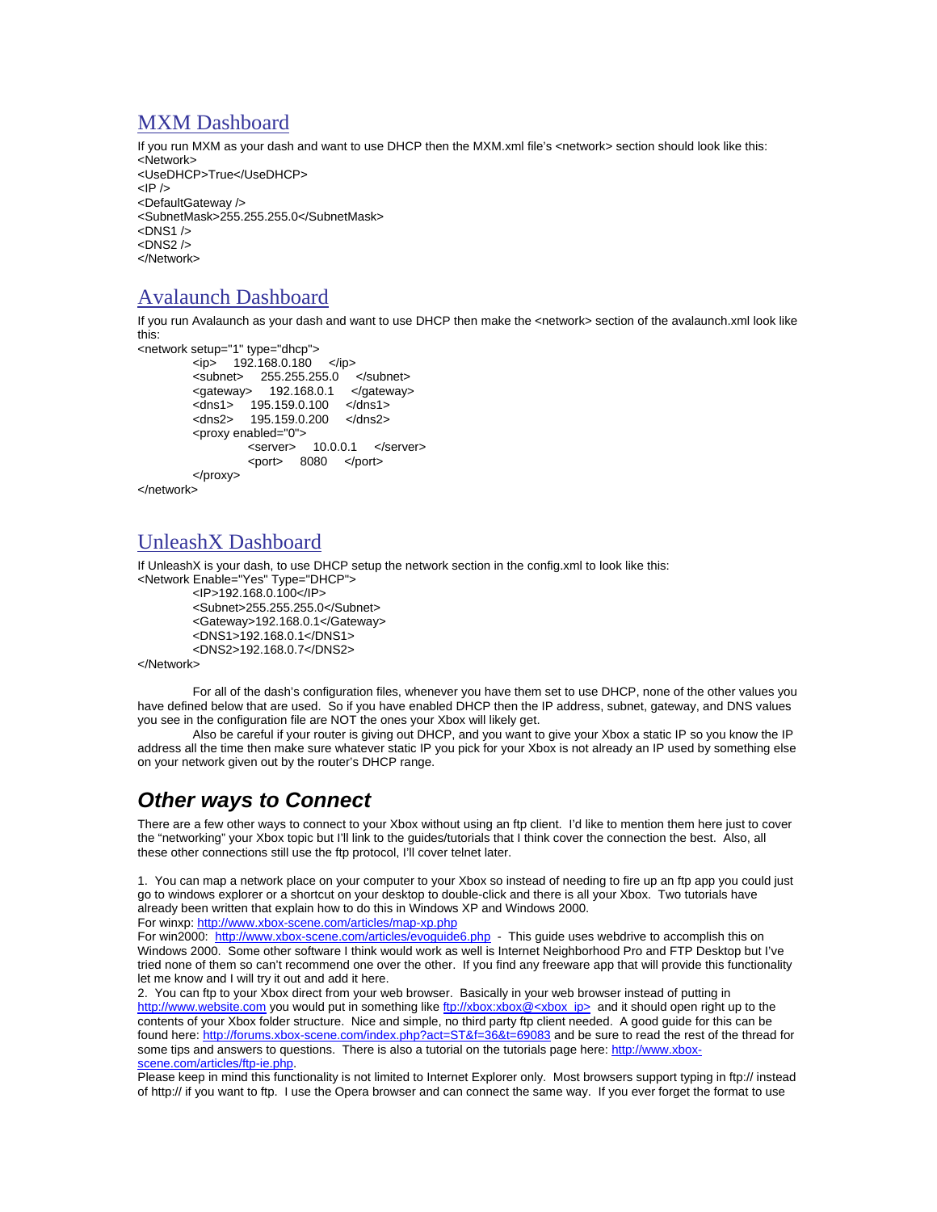## [MXM Dashboard]

If you run MXM as your dash and want to use DHCP then the MXM.xml file's <network> section should look like this:

```
<Network>
<UseDHCP>True</UseDHCP>
<IP />
<DefaultGateway />
<SubnetMask>255.255.255.0</SubnetMask>
<DNS1 />
<DNS2 />
</Network>
```

## [Avalaunch Dashboard]

If you run Avalaunch as your dash and want to use DHCP then make the <network> section of the avalaunch.xml look like this:

```
<network setup="1" type="dhcp">
        <ip>    192.168.0.180    </ip>
        <subnet>    255.255.255.0    </subnet>
        <gateway>    192.168.0.1    </gateway>
        <dns1>    195.159.0.100    </dns1>
        <dns2>    195.159.0.200    </dns2>
        <proxy enabled="0">
                <server>    10.0.0.1    </server>
                <port>    8080    </port>
        </proxy>
</network>
```

## [UnleashX Dashboard]

If UnleashX is your dash, to use DHCP setup the network section in the config.xml to look like this:

```
<Network Enable="Yes" Type="DHCP">
        <IP>192.168.0.100</IP>
        <Subnet>255.255.255.0</Subnet>
        <Gateway>192.168.0.1</Gateway>
        <DNS1>192.168.0.1</DNS1>
        <DNS2>192.168.0.7</DNS2>
</Network>
```

For all of the dash's configuration files, whenever you have them set to use DHCP, none of the other values you have defined below that are used. So if you have enabled DHCP then the IP address, subnet, gateway, and DNS values you see in the configuration file are NOT the ones your Xbox will likely get.

Also be careful if your router is giving out DHCP, and you want to give your Xbox a static IP so you know the IP address all the time then make sure whatever static IP you pick for your Xbox is not already an IP used by something else on your network given out by the router's DHCP range.

## *Other ways to Connect*

There are a few other ways to connect to your Xbox without using an ftp client. I'd like to mention them here just to cover the "networking" your Xbox topic but I'll link to the guides/tutorials that I think cover the connection the best. Also, all these other connections still use the ftp protocol, I'll cover telnet later.

1. You can map a network place on your computer to your Xbox so instead of needing to fire up an ftp app you could just go to windows explorer or a shortcut on your desktop to double-click and there is all your Xbox. Two tutorials have already been written that explain how to do this in Windows XP and Windows 2000.
For winxp: http://www.xbox-scene.com/articles/map-xp.php
For win2000: http://www.xbox-scene.com/articles/evoguide6.php - This guide uses webdrive to accomplish this on Windows 2000. Some other software I think would work as well is Internet Neighborhood Pro and FTP Desktop but I've tried none of them so can't recommend one over the other. If you find any freeware app that will provide this functionality let me know and I will try it out and add it here.
2. You can ftp to your Xbox direct from your web browser. Basically in your web browser instead of putting in http://www.website.com you would put in something like ftp://xbox:xbox@<xbox_ip> and it should open right up to the contents of your Xbox folder structure. Nice and simple, no third party ftp client needed. A good guide for this can be found here: http://forums.xbox-scene.com/index.php?act=ST&f=36&t=69083 and be sure to read the rest of the thread for some tips and answers to questions. There is also a tutorial on the tutorials page here: http://www.xbox-scene.com/articles/ftp-ie.php.
Please keep in mind this functionality is not limited to Internet Explorer only. Most browsers support typing in ftp:// instead of http:// if you want to ftp. I use the Opera browser and can connect the same way. If you ever forget the format to use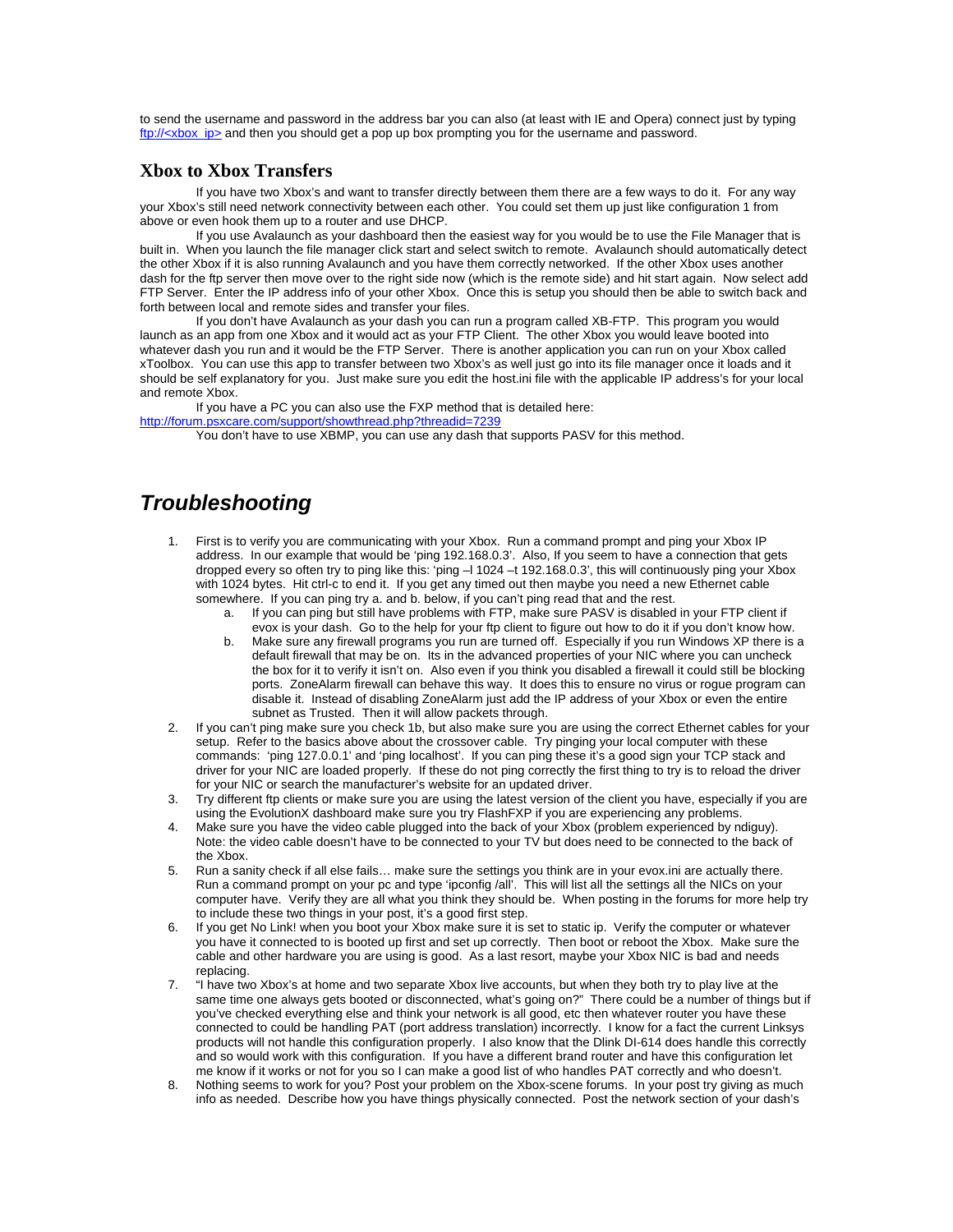to send the username and password in the address bar you can also (at least with IE and Opera) connect just by typing ftp://<xbox_ip> and then you should get a pop up box prompting you for the username and password.

### Xbox to Xbox Transfers

If you have two Xbox's and want to transfer directly between them there are a few ways to do it. For any way your Xbox's still need network connectivity between each other. You could set them up just like configuration 1 from above or even hook them up to a router and use DHCP.

If you use Avalaunch as your dashboard then the easiest way for you would be to use the File Manager that is built in. When you launch the file manager click start and select switch to remote. Avalaunch should automatically detect the other Xbox if it is also running Avalaunch and you have them correctly networked. If the other Xbox uses another dash for the ftp server then move over to the right side now (which is the remote side) and hit start again. Now select add FTP Server. Enter the IP address info of your other Xbox. Once this is setup you should then be able to switch back and forth between local and remote sides and transfer your files.

If you don't have Avalaunch as your dash you can run a program called XB-FTP. This program you would launch as an app from one Xbox and it would act as your FTP Client. The other Xbox you would leave booted into whatever dash you run and it would be the FTP Server. There is another application you can run on your Xbox called xToolbox. You can use this app to transfer between two Xbox's as well just go into its file manager once it loads and it should be self explanatory for you. Just make sure you edit the host.ini file with the applicable IP address's for your local and remote Xbox.

If you have a PC you can also use the FXP method that is detailed here:
http://forum.psxcare.com/support/showthread.php?threadid=7239

You don't have to use XBMP, you can use any dash that supports PASV for this method.

## *Troubleshooting*

1. First is to verify you are communicating with your Xbox. Run a command prompt and ping your Xbox IP address. In our example that would be 'ping 192.168.0.3'. Also, If you seem to have a connection that gets dropped every so often try to ping like this: 'ping –l 1024 –t 192.168.0.3', this will continuously ping your Xbox with 1024 bytes. Hit ctrl-c to end it. If you get any timed out then maybe you need a new Ethernet cable somewhere. If you can ping try a. and b. below, if you can't ping read that and the rest.
   a. If you can ping but still have problems with FTP, make sure PASV is disabled in your FTP client if evox is your dash. Go to the help for your ftp client to figure out how to do it if you don't know how.
   b. Make sure any firewall programs you run are turned off. Especially if you run Windows XP there is a default firewall that may be on. Its in the advanced properties of your NIC where you can uncheck the box for it to verify it isn't on. Also even if you think you disabled a firewall it could still be blocking ports. ZoneAlarm firewall can behave this way. It does this to ensure no virus or rogue program can disable it. Instead of disabling ZoneAlarm just add the IP address of your Xbox or even the entire subnet as Trusted. Then it will allow packets through.
2. If you can't ping make sure you check 1b, but also make sure you are using the correct Ethernet cables for your setup. Refer to the basics above about the crossover cable. Try pinging your local computer with these commands: 'ping 127.0.0.1' and 'ping localhost'. If you can ping these it's a good sign your TCP stack and driver for your NIC are loaded properly. If these do not ping correctly the first thing to try is to reload the driver for your NIC or search the manufacturer's website for an updated driver.
3. Try different ftp clients or make sure you are using the latest version of the client you have, especially if you are using the EvolutionX dashboard make sure you try FlashFXP if you are experiencing any problems.
4. Make sure you have the video cable plugged into the back of your Xbox (problem experienced by ndiguy). Note: the video cable doesn't have to be connected to your TV but does need to be connected to the back of the Xbox.
5. Run a sanity check if all else fails… make sure the settings you think are in your evox.ini are actually there. Run a command prompt on your pc and type 'ipconfig /all'. This will list all the settings all the NICs on your computer have. Verify they are all what you think they should be. When posting in the forums for more help try to include these two things in your post, it's a good first step.
6. If you get No Link! when you boot your Xbox make sure it is set to static ip. Verify the computer or whatever you have it connected to is booted up first and set up correctly. Then boot or reboot the Xbox. Make sure the cable and other hardware you are using is good. As a last resort, maybe your Xbox NIC is bad and needs replacing.
7. "I have two Xbox's at home and two separate Xbox live accounts, but when they both try to play live at the same time one always gets booted or disconnected, what's going on?" There could be a number of things but if you've checked everything else and think your network is all good, etc then whatever router you have these connected to could be handling PAT (port address translation) incorrectly. I know for a fact the current Linksys products will not handle this configuration properly. I also know that the Dlink DI-614 does handle this correctly and so would work with this configuration. If you have a different brand router and have this configuration let me know if it works or not for you so I can make a good list of who handles PAT correctly and who doesn't.
8. Nothing seems to work for you? Post your problem on the Xbox-scene forums. In your post try giving as much info as needed. Describe how you have things physically connected. Post the network section of your dash's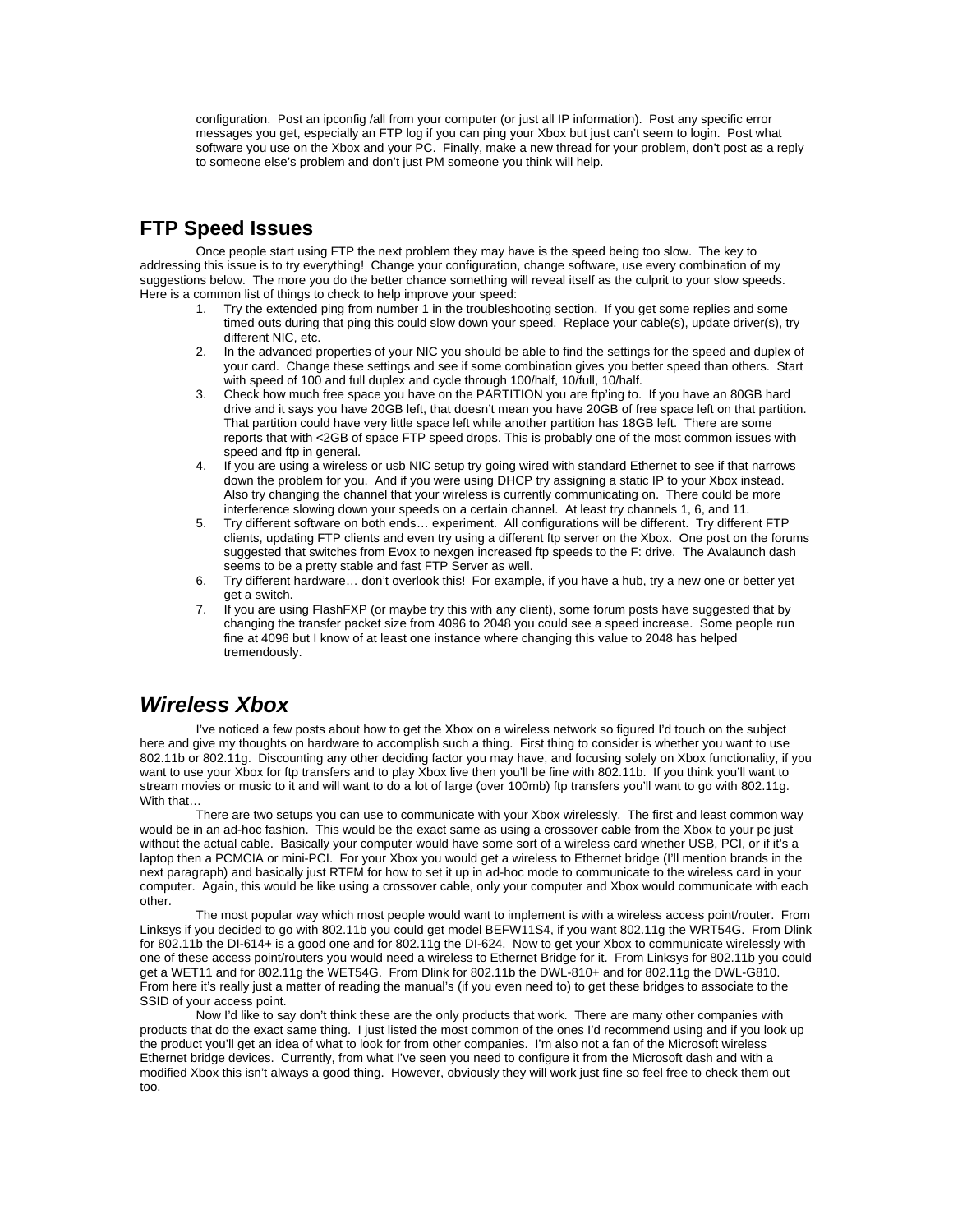configuration.  Post an ipconfig /all from your computer (or just all IP information).  Post any specific error messages you get, especially an FTP log if you can ping your Xbox but just can't seem to login.  Post what software you use on the Xbox and your PC.  Finally, make a new thread for your problem, don't post as a reply to someone else's problem and don't just PM someone you think will help.

## FTP Speed Issues

Once people start using FTP the next problem they may have is the speed being too slow.  The key to addressing this issue is to try everything!  Change your configuration, change software, use every combination of my suggestions below.  The more you do the better chance something will reveal itself as the culprit to your slow speeds.  Here is a common list of things to check to help improve your speed:

1. Try the extended ping from number 1 in the troubleshooting section.  If you get some replies and some timed outs during that ping this could slow down your speed.  Replace your cable(s), update driver(s), try different NIC, etc.
2. In the advanced properties of your NIC you should be able to find the settings for the speed and duplex of your card.  Change these settings and see if some combination gives you better speed than others.  Start with speed of 100 and full duplex and cycle through 100/half, 10/full, 10/half.
3. Check how much free space you have on the PARTITION you are ftp'ing to.  If you have an 80GB hard drive and it says you have 20GB left, that doesn't mean you have 20GB of free space left on that partition.  That partition could have very little space left while another partition has 18GB left.  There are some reports that with <2GB of space FTP speed drops. This is probably one of the most common issues with speed and ftp in general.
4. If you are using a wireless or usb NIC setup try going wired with standard Ethernet to see if that narrows down the problem for you.  And if you were using DHCP try assigning a static IP to your Xbox instead.  Also try changing the channel that your wireless is currently communicating on.  There could be more interference slowing down your speeds on a certain channel.  At least try channels 1, 6, and 11.
5. Try different software on both ends… experiment.  All configurations will be different.  Try different FTP clients, updating FTP clients and even try using a different ftp server on the Xbox.  One post on the forums suggested that switches from Evox to nexgen increased ftp speeds to the F: drive.  The Avalaunch dash seems to be a pretty stable and fast FTP Server as well.
6. Try different hardware… don't overlook this!  For example, if you have a hub, try a new one or better yet get a switch.
7. If you are using FlashFXP (or maybe try this with any client), some forum posts have suggested that by changing the transfer packet size from 4096 to 2048 you could see a speed increase.  Some people run fine at 4096 but I know of at least one instance where changing this value to 2048 has helped tremendously.

## *Wireless Xbox*

I've noticed a few posts about how to get the Xbox on a wireless network so figured I'd touch on the subject here and give my thoughts on hardware to accomplish such a thing.  First thing to consider is whether you want to use 802.11b or 802.11g.  Discounting any other deciding factor you may have, and focusing solely on Xbox functionality, if you want to use your Xbox for ftp transfers and to play Xbox live then you'll be fine with 802.11b.  If you think you'll want to stream movies or music to it and will want to do a lot of large (over 100mb) ftp transfers you'll want to go with 802.11g.  With that…

There are two setups you can use to communicate with your Xbox wirelessly.  The first and least common way would be in an ad-hoc fashion.  This would be the exact same as using a crossover cable from the Xbox to your pc just without the actual cable.  Basically your computer would have some sort of a wireless card whether USB, PCI, or if it's a laptop then a PCMCIA or mini-PCI.  For your Xbox you would get a wireless to Ethernet bridge (I'll mention brands in the next paragraph) and basically just RTFM for how to set it up in ad-hoc mode to communicate to the wireless card in your computer.  Again, this would be like using a crossover cable, only your computer and Xbox would communicate with each other.

The most popular way which most people would want to implement is with a wireless access point/router.  From Linksys if you decided to go with 802.11b you could get model BEFW11S4, if you want 802.11g the WRT54G.  From Dlink for 802.11b the DI-614+ is a good one and for 802.11g the DI-624.  Now to get your Xbox to communicate wirelessly with one of these access point/routers you would need a wireless to Ethernet Bridge for it.  From Linksys for 802.11b you could get a WET11 and for 802.11g the WET54G.  From Dlink for 802.11b the DWL-810+ and for 802.11g the DWL-G810.  From here it's really just a matter of reading the manual's (if you even need to) to get these bridges to associate to the SSID of your access point.

Now I'd like to say don't think these are the only products that work.  There are many other companies with products that do the exact same thing.  I just listed the most common of the ones I'd recommend using and if you look up the product you'll get an idea of what to look for from other companies.  I'm also not a fan of the Microsoft wireless Ethernet bridge devices.  Currently, from what I've seen you need to configure it from the Microsoft dash and with a modified Xbox this isn't always a good thing.  However, obviously they will work just fine so feel free to check them out too.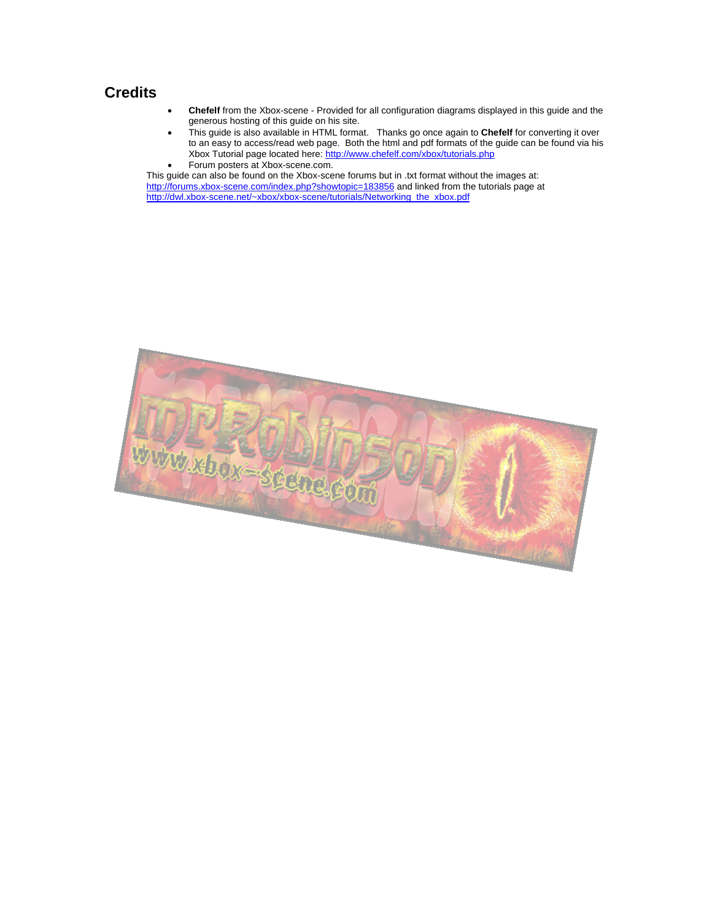## Credits

- **Chefelf** from the Xbox-scene - Provided for all configuration diagrams displayed in this guide and the generous hosting of this guide on his site.
- This guide is also available in HTML format. Thanks go once again to **Chefelf** for converting it over to an easy to access/read web page. Both the html and pdf formats of the guide can be found via his Xbox Tutorial page located here: http://www.chefelf.com/xbox/tutorials.php
- Forum posters at Xbox-scene.com.

This guide can also be found on the Xbox-scene forums but in .txt format without the images at: http://forums.xbox-scene.com/index.php?showtopic=183856 and linked from the tutorials page at http://dwl.xbox-scene.net/~xbox/xbox-scene/tutorials/Networking_the_xbox.pdf